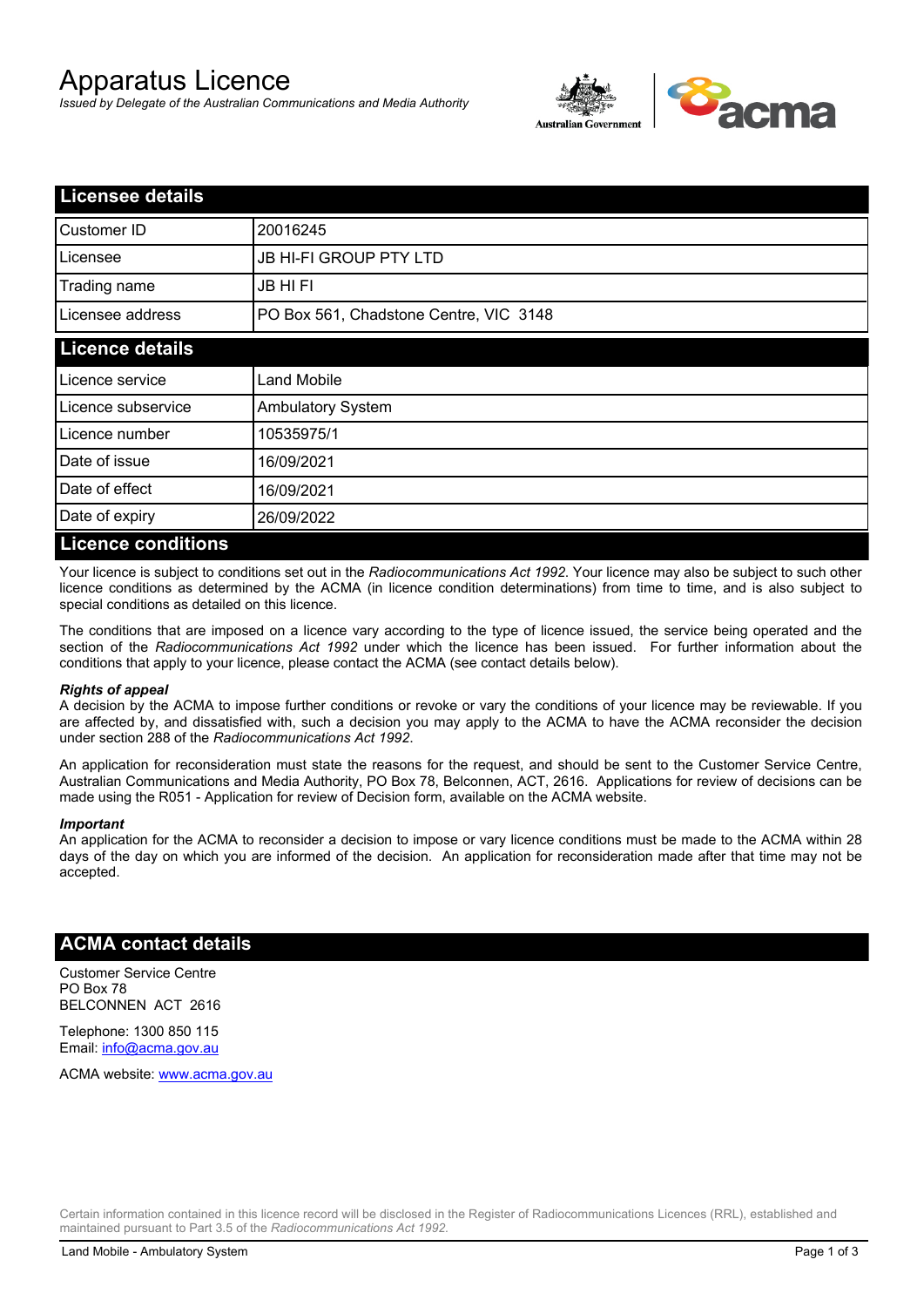# Apparatus Licence

*Issued by Delegate of the Australian Communications and Media Authority*

## Licensee details

| | |
|---|---|
| Customer ID | 20016245 |
| Licensee | JB HI-FI GROUP PTY LTD |
| Trading name | JB HI FI |
| Licensee address | PO Box 561, Chadstone Centre, VIC 3148 |

## Licence details

| | |
|---|---|
| Licence service | Land Mobile |
| Licence subservice | Ambulatory System |
| Licence number | 10535975/1 |
| Date of issue | 16/09/2021 |
| Date of effect | 16/09/2021 |
| Date of expiry | 26/09/2022 |

## Licence conditions

Your licence is subject to conditions set out in the *Radiocommunications Act 1992*. Your licence may also be subject to such other licence conditions as determined by the ACMA (in licence condition determinations) from time to time, and is also subject to special conditions as detailed on this licence.

The conditions that are imposed on a licence vary according to the type of licence issued, the service being operated and the section of the *Radiocommunications Act 1992* under which the licence has been issued. For further information about the conditions that apply to your licence, please contact the ACMA (see contact details below).

#### *Rights of appeal*

A decision by the ACMA to impose further conditions or revoke or vary the conditions of your licence may be reviewable. If you are affected by, and dissatisfied with, such a decision you may apply to the ACMA to have the ACMA reconsider the decision under section 288 of the *Radiocommunications Act 1992*.

An application for reconsideration must state the reasons for the request, and should be sent to the Customer Service Centre, Australian Communications and Media Authority, PO Box 78, Belconnen, ACT, 2616. Applications for review of decisions can be made using the R051 - Application for review of Decision form, available on the ACMA website.

#### *Important*

An application for the ACMA to reconsider a decision to impose or vary licence conditions must be made to the ACMA within 28 days of the day on which you are informed of the decision. An application for reconsideration made after that time may not be accepted.

## ACMA contact details

Customer Service Centre
PO Box 78
BELCONNEN ACT 2616

Telephone: 1300 850 115
Email: info@acma.gov.au

ACMA website: www.acma.gov.au

Certain information contained in this licence record will be disclosed in the Register of Radiocommunications Licences (RRL), established and maintained pursuant to Part 3.5 of the *Radiocommunications Act 1992.*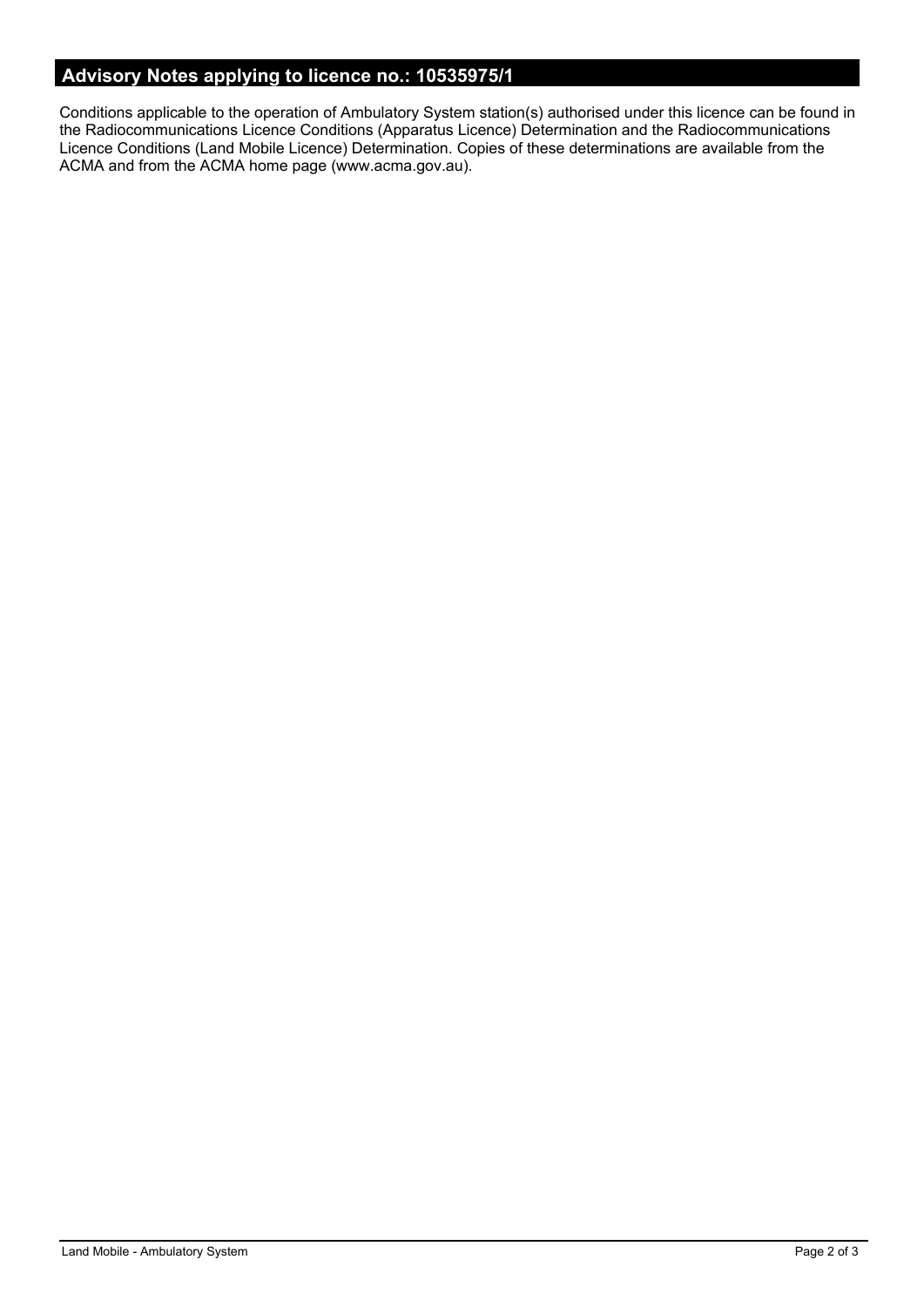## Advisory Notes applying to licence no.: 10535975/1

Conditions applicable to the operation of Ambulatory System station(s) authorised under this licence can be found in the Radiocommunications Licence Conditions (Apparatus Licence) Determination and the Radiocommunications Licence Conditions (Land Mobile Licence) Determination. Copies of these determinations are available from the ACMA and from the ACMA home page (www.acma.gov.au).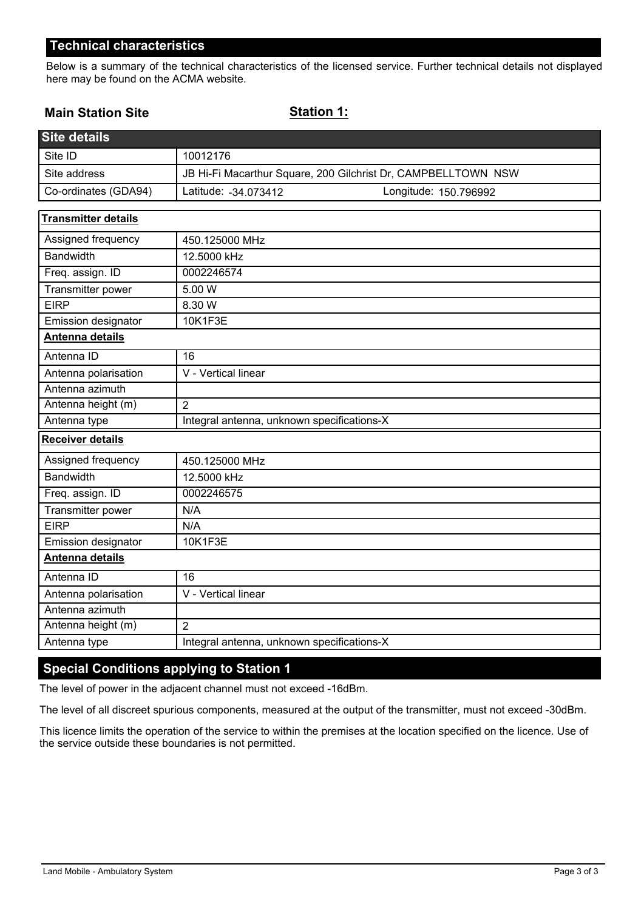## Technical characteristics

Below is a summary of the technical characteristics of the licensed service. Further technical details not displayed here may be found on the ACMA website.

**Main Station Site** **Station 1:**

| Site details | |
|---|---|
| Site ID | 10012176 |
| Site address | JB Hi-Fi Macarthur Square, 200 Gilchrist Dr, CAMPBELLTOWN NSW |
| Co-ordinates (GDA94) | Latitude: -34.073412 Longitude: 150.796992 |

| Transmitter details | |
|---|---|
| Assigned frequency | 450.125000 MHz |
| Bandwidth | 12.5000 kHz |
| Freq. assign. ID | 0002246574 |
| Transmitter power | 5.00 W |
| EIRP | 8.30 W |
| Emission designator | 10K1F3E |
| **Antenna details** | |
| Antenna ID | 16 |
| Antenna polarisation | V - Vertical linear |
| Antenna azimuth | |
| Antenna height (m) | 2 |
| Antenna type | Integral antenna, unknown specifications-X |

| Receiver details | |
|---|---|
| Assigned frequency | 450.125000 MHz |
| Bandwidth | 12.5000 kHz |
| Freq. assign. ID | 0002246575 |
| Transmitter power | N/A |
| EIRP | N/A |
| Emission designator | 10K1F3E |
| **Antenna details** | |
| Antenna ID | 16 |
| Antenna polarisation | V - Vertical linear |
| Antenna azimuth | |
| Antenna height (m) | 2 |
| Antenna type | Integral antenna, unknown specifications-X |

## Special Conditions applying to Station 1

The level of power in the adjacent channel must not exceed -16dBm.

The level of all discreet spurious components, measured at the output of the transmitter, must not exceed -30dBm.

This licence limits the operation of the service to within the premises at the location specified on the licence. Use of the service outside these boundaries is not permitted.